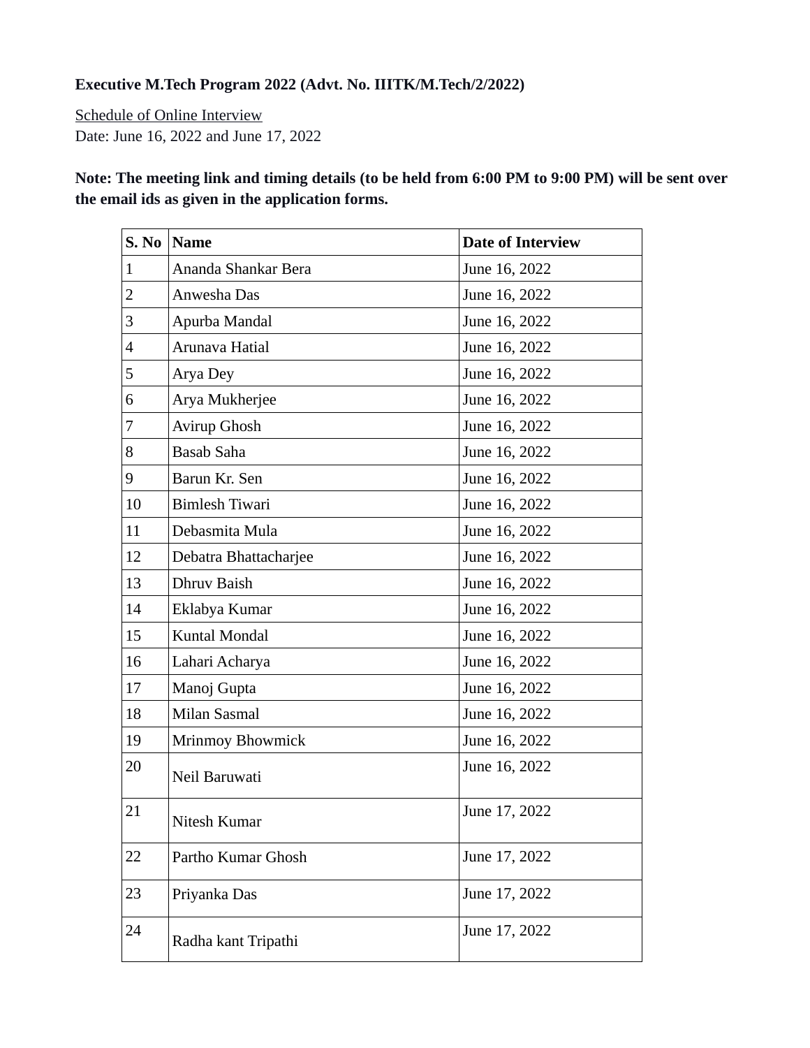**Executive M.Tech Program 2022 (Advt. No. IIITK/M.Tech/2/2022)**

Schedule of Online Interview
Date: June 16, 2022 and June 17, 2022

**Note: The meeting link and timing details (to be held from 6:00 PM to 9:00 PM) will be sent over the email ids as given in the application forms.**

| S. No | Name | Date of Interview |
|---|---|---|
| 1 | Ananda Shankar Bera | June 16, 2022 |
| 2 | Anwesha Das | June 16, 2022 |
| 3 | Apurba Mandal | June 16, 2022 |
| 4 | Arunava Hatial | June 16, 2022 |
| 5 | Arya Dey | June 16, 2022 |
| 6 | Arya Mukherjee | June 16, 2022 |
| 7 | Avirup Ghosh | June 16, 2022 |
| 8 | Basab Saha | June 16, 2022 |
| 9 | Barun Kr. Sen | June 16, 2022 |
| 10 | Bimlesh Tiwari | June 16, 2022 |
| 11 | Debasmita Mula | June 16, 2022 |
| 12 | Debatra Bhattacharjee | June 16, 2022 |
| 13 | Dhruv Baish | June 16, 2022 |
| 14 | Eklabya Kumar | June 16, 2022 |
| 15 | Kuntal Mondal | June 16, 2022 |
| 16 | Lahari Acharya | June 16, 2022 |
| 17 | Manoj Gupta | June 16, 2022 |
| 18 | Milan Sasmal | June 16, 2022 |
| 19 | Mrinmoy Bhowmick | June 16, 2022 |
| 20 | Neil Baruwati | June 16, 2022 |
| 21 | Nitesh Kumar | June 17, 2022 |
| 22 | Partho Kumar Ghosh | June 17, 2022 |
| 23 | Priyanka Das | June 17, 2022 |
| 24 | Radha kant Tripathi | June 17, 2022 |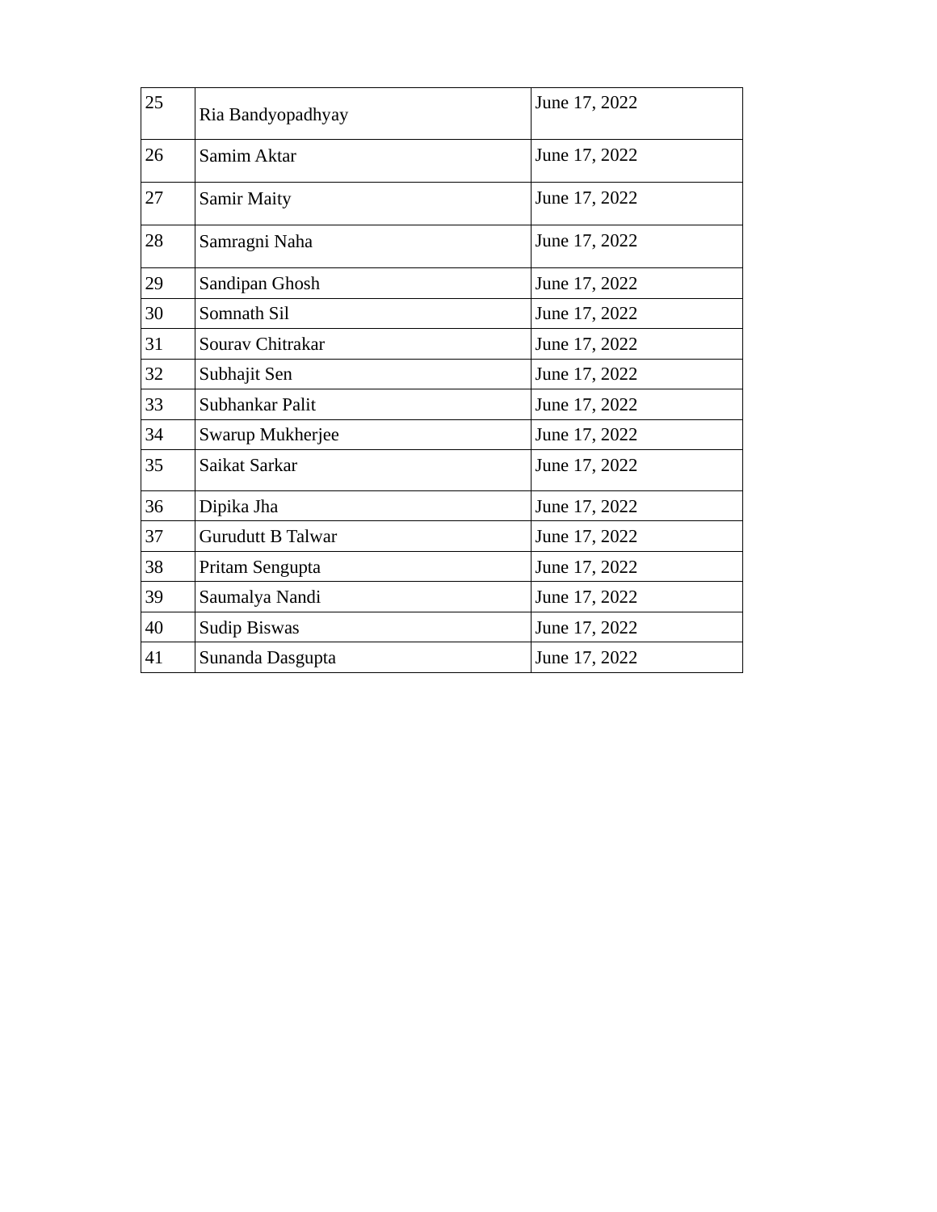| | | |
|---|---|---|
| 25 | Ria Bandyopadhyay | June 17, 2022 |
| 26 | Samim Aktar | June 17, 2022 |
| 27 | Samir Maity | June 17, 2022 |
| 28 | Samragni Naha | June 17, 2022 |
| 29 | Sandipan Ghosh | June 17, 2022 |
| 30 | Somnath Sil | June 17, 2022 |
| 31 | Sourav Chitrakar | June 17, 2022 |
| 32 | Subhajit Sen | June 17, 2022 |
| 33 | Subhankar Palit | June 17, 2022 |
| 34 | Swarup Mukherjee | June 17, 2022 |
| 35 | Saikat Sarkar | June 17, 2022 |
| 36 | Dipika Jha | June 17, 2022 |
| 37 | Gurudutt B Talwar | June 17, 2022 |
| 38 | Pritam Sengupta | June 17, 2022 |
| 39 | Saumalya Nandi | June 17, 2022 |
| 40 | Sudip Biswas | June 17, 2022 |
| 41 | Sunanda Dasgupta | June 17, 2022 |